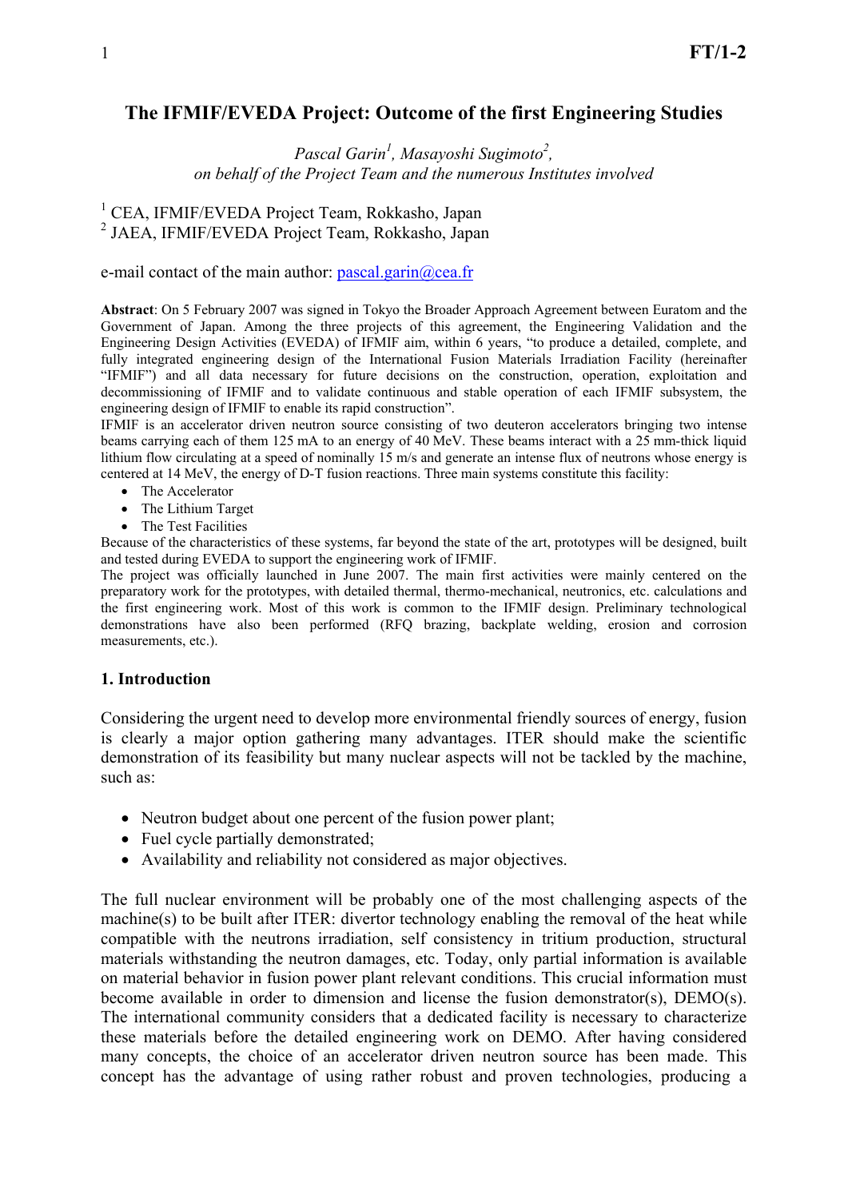# The IFMIF/EVEDA Project: Outcome of the first Engineering Studies

*Pascal Garin[1], Masayoshi Sugimoto[2], on behalf of the Project Team and the numerous Institutes involved*

[1] CEA, IFMIF/EVEDA Project Team, Rokkasho, Japan
[2] JAEA, IFMIF/EVEDA Project Team, Rokkasho, Japan

e-mail contact of the main author: pascal.garin@cea.fr

**Abstract**: On 5 February 2007 was signed in Tokyo the Broader Approach Agreement between Euratom and the Government of Japan. Among the three projects of this agreement, the Engineering Validation and the Engineering Design Activities (EVEDA) of IFMIF aim, within 6 years, "to produce a detailed, complete, and fully integrated engineering design of the International Fusion Materials Irradiation Facility (hereinafter "IFMIF") and all data necessary for future decisions on the construction, operation, exploitation and decommissioning of IFMIF and to validate continuous and stable operation of each IFMIF subsystem, the engineering design of IFMIF to enable its rapid construction".
IFMIF is an accelerator driven neutron source consisting of two deuteron accelerators bringing two intense beams carrying each of them 125 mA to an energy of 40 MeV. These beams interact with a 25 mm-thick liquid lithium flow circulating at a speed of nominally 15 m/s and generate an intense flux of neutrons whose energy is centered at 14 MeV, the energy of D-T fusion reactions. Three main systems constitute this facility:

- The Accelerator
- The Lithium Target
- The Test Facilities

Because of the characteristics of these systems, far beyond the state of the art, prototypes will be designed, built and tested during EVEDA to support the engineering work of IFMIF.
The project was officially launched in June 2007. The main first activities were mainly centered on the preparatory work for the prototypes, with detailed thermal, thermo-mechanical, neutronics, etc. calculations and the first engineering work. Most of this work is common to the IFMIF design. Preliminary technological demonstrations have also been performed (RFQ brazing, backplate welding, erosion and corrosion measurements, etc.).

## 1. Introduction

Considering the urgent need to develop more environmental friendly sources of energy, fusion is clearly a major option gathering many advantages. ITER should make the scientific demonstration of its feasibility but many nuclear aspects will not be tackled by the machine, such as:

- Neutron budget about one percent of the fusion power plant;
- Fuel cycle partially demonstrated;
- Availability and reliability not considered as major objectives.

The full nuclear environment will be probably one of the most challenging aspects of the machine(s) to be built after ITER: divertor technology enabling the removal of the heat while compatible with the neutrons irradiation, self consistency in tritium production, structural materials withstanding the neutron damages, etc. Today, only partial information is available on material behavior in fusion power plant relevant conditions. This crucial information must become available in order to dimension and license the fusion demonstrator(s), DEMO(s). The international community considers that a dedicated facility is necessary to characterize these materials before the detailed engineering work on DEMO. After having considered many concepts, the choice of an accelerator driven neutron source has been made. This concept has the advantage of using rather robust and proven technologies, producing a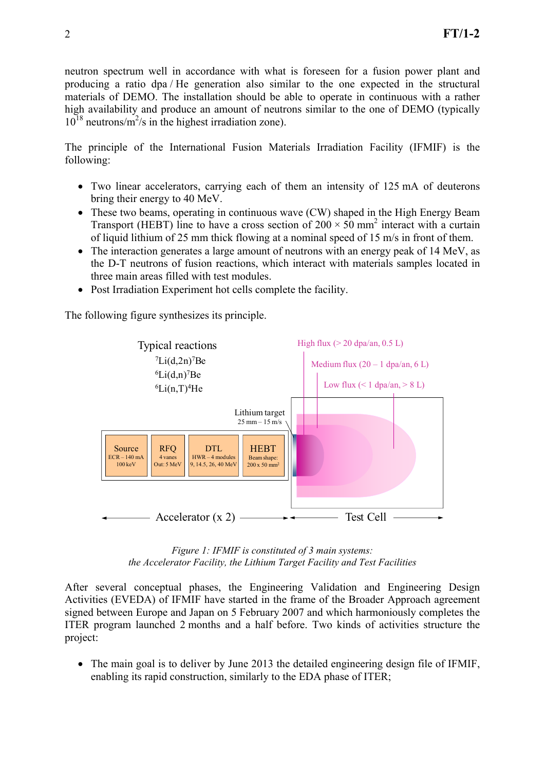neutron spectrum well in accordance with what is foreseen for a fusion power plant and producing a ratio dpa / He generation also similar to the one expected in the structural materials of DEMO. The installation should be able to operate in continuous with a rather high availability and produce an amount of neutrons similar to the one of DEMO (typically $10^{18}$ neutrons/$m^2$/s in the highest irradiation zone).

The principle of the International Fusion Materials Irradiation Facility (IFMIF) is the following:

- Two linear accelerators, carrying each of them an intensity of 125 mA of deuterons bring their energy to 40 MeV.
- These two beams, operating in continuous wave (CW) shaped in the High Energy Beam Transport (HEBT) line to have a cross section of 200 × 50 $mm^2$ interact with a curtain of liquid lithium of 25 mm thick flowing at a nominal speed of 15 m/s in front of them.
- The interaction generates a large amount of neutrons with an energy peak of 14 MeV, as the D-T neutrons of fusion reactions, which interact with materials samples located in three main areas filled with test modules.
- Post Irradiation Experiment hot cells complete the facility.

The following figure synthesizes its principle.

Typical reactions
$^{7}Li(d,2n)^{7}Be$
$^{6}Li(d,n)^{7}Be$
$^{6}Li(n,T)^{4}He$

High flux (> 20 dpa/an, 0.5 L)
Medium flux (20 – 1 dpa/an, 6 L)
Low flux (< 1 dpa/an, > 8 L)

Lithium target
25 mm – 15 m/s

| Source | RFQ | DTL | HEBT |
|---|---|---|---|
| ECR – 140 mA 100 keV | 4 vanes Out: 5 MeV | HWR – 4 modules 9, 14.5, 26, 40 MeV | Beam shape: 200 x 50 $mm^2$ |

Accelerator (x 2) — Test Cell

*Figure 1: IFMIF is constituted of 3 main systems: the Accelerator Facility, the Lithium Target Facility and Test Facilities*

After several conceptual phases, the Engineering Validation and Engineering Design Activities (EVEDA) of IFMIF have started in the frame of the Broader Approach agreement signed between Europe and Japan on 5 February 2007 and which harmoniously completes the ITER program launched 2 months and a half before. Two kinds of activities structure the project:

- The main goal is to deliver by June 2013 the detailed engineering design file of IFMIF, enabling its rapid construction, similarly to the EDA phase of ITER;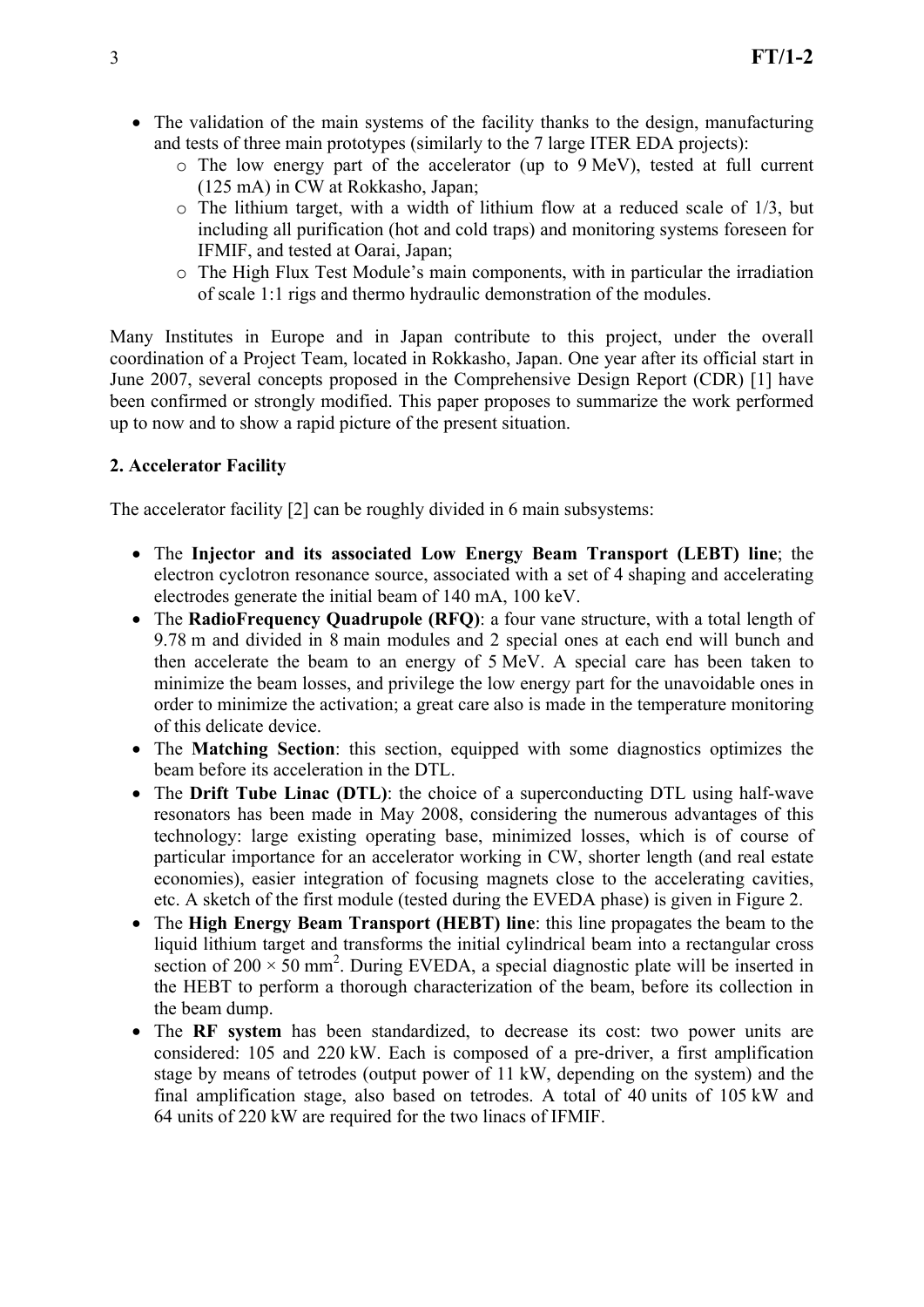- The validation of the main systems of the facility thanks to the design, manufacturing and tests of three main prototypes (similarly to the 7 large ITER EDA projects):
    - The low energy part of the accelerator (up to 9 MeV), tested at full current (125 mA) in CW at Rokkasho, Japan;
    - The lithium target, with a width of lithium flow at a reduced scale of 1/3, but including all purification (hot and cold traps) and monitoring systems foreseen for IFMIF, and tested at Oarai, Japan;
    - The High Flux Test Module's main components, with in particular the irradiation of scale 1:1 rigs and thermo hydraulic demonstration of the modules.

Many Institutes in Europe and in Japan contribute to this project, under the overall coordination of a Project Team, located in Rokkasho, Japan. One year after its official start in June 2007, several concepts proposed in the Comprehensive Design Report (CDR) [1] have been confirmed or strongly modified. This paper proposes to summarize the work performed up to now and to show a rapid picture of the present situation.

## 2. Accelerator Facility

The accelerator facility [2] can be roughly divided in 6 main subsystems:

- The **Injector and its associated Low Energy Beam Transport (LEBT) line**; the electron cyclotron resonance source, associated with a set of 4 shaping and accelerating electrodes generate the initial beam of 140 mA, 100 keV.
- The **RadioFrequency Quadrupole (RFQ)**: a four vane structure, with a total length of 9.78 m and divided in 8 main modules and 2 special ones at each end will bunch and then accelerate the beam to an energy of 5 MeV. A special care has been taken to minimize the beam losses, and privilege the low energy part for the unavoidable ones in order to minimize the activation; a great care also is made in the temperature monitoring of this delicate device.
- The **Matching Section**: this section, equipped with some diagnostics optimizes the beam before its acceleration in the DTL.
- The **Drift Tube Linac (DTL)**: the choice of a superconducting DTL using half-wave resonators has been made in May 2008, considering the numerous advantages of this technology: large existing operating base, minimized losses, which is of course of particular importance for an accelerator working in CW, shorter length (and real estate economies), easier integration of focusing magnets close to the accelerating cavities, etc. A sketch of the first module (tested during the EVEDA phase) is given in Figure 2.
- The **High Energy Beam Transport (HEBT) line**: this line propagates the beam to the liquid lithium target and transforms the initial cylindrical beam into a rectangular cross section of $200 \times 50$ mm$^2$. During EVEDA, a special diagnostic plate will be inserted in the HEBT to perform a thorough characterization of the beam, before its collection in the beam dump.
- The **RF system** has been standardized, to decrease its cost: two power units are considered: 105 and 220 kW. Each is composed of a pre-driver, a first amplification stage by means of tetrodes (output power of 11 kW, depending on the system) and the final amplification stage, also based on tetrodes. A total of 40 units of 105 kW and 64 units of 220 kW are required for the two linacs of IFMIF.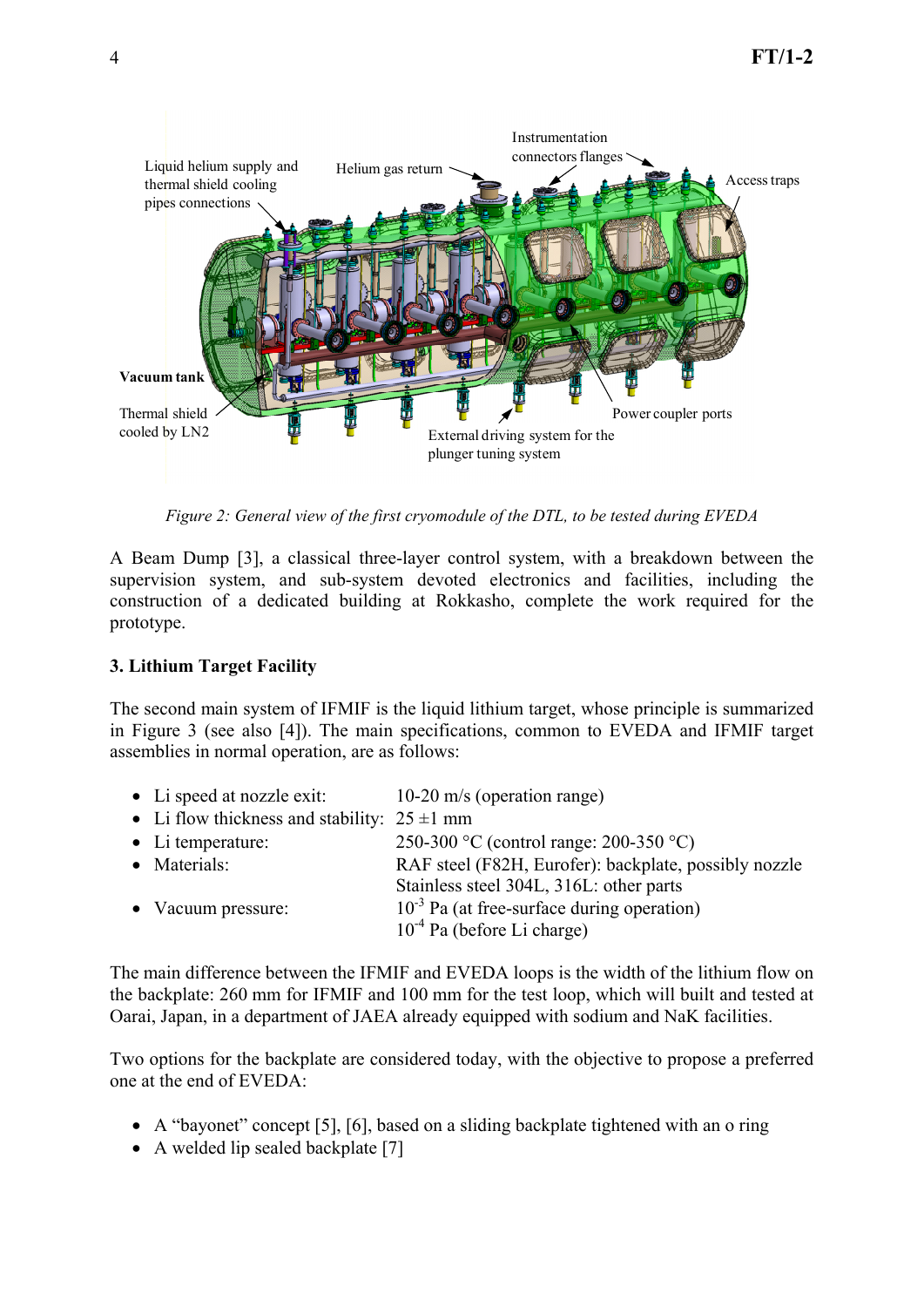*Figure 2: General view of the first cryomodule of the DTL, to be tested during EVEDA*

A Beam Dump [3], a classical three-layer control system, with a breakdown between the supervision system, and sub-system devoted electronics and facilities, including the construction of a dedicated building at Rokkasho, complete the work required for the prototype.

### 3. Lithium Target Facility

The second main system of IFMIF is the liquid lithium target, whose principle is summarized in Figure 3 (see also [4]). The main specifications, common to EVEDA and IFMIF target assemblies in normal operation, are as follows:

- Li speed at nozzle exit: 10-20 m/s (operation range)
- Li flow thickness and stability: 25 ±1 mm
- Li temperature: 250-300 °C (control range: 200-350 °C)
- Materials: RAF steel (F82H, Eurofer): backplate, possibly nozzle
  Stainless steel 304L, 316L: other parts
- Vacuum pressure: $10^{-3}$ Pa (at free-surface during operation)
  $10^{-4}$ Pa (before Li charge)

The main difference between the IFMIF and EVEDA loops is the width of the lithium flow on the backplate: 260 mm for IFMIF and 100 mm for the test loop, which will built and tested at Oarai, Japan, in a department of JAEA already equipped with sodium and NaK facilities.

Two options for the backplate are considered today, with the objective to propose a preferred one at the end of EVEDA:

- A "bayonet" concept [5], [6], based on a sliding backplate tightened with an o ring
- A welded lip sealed backplate [7]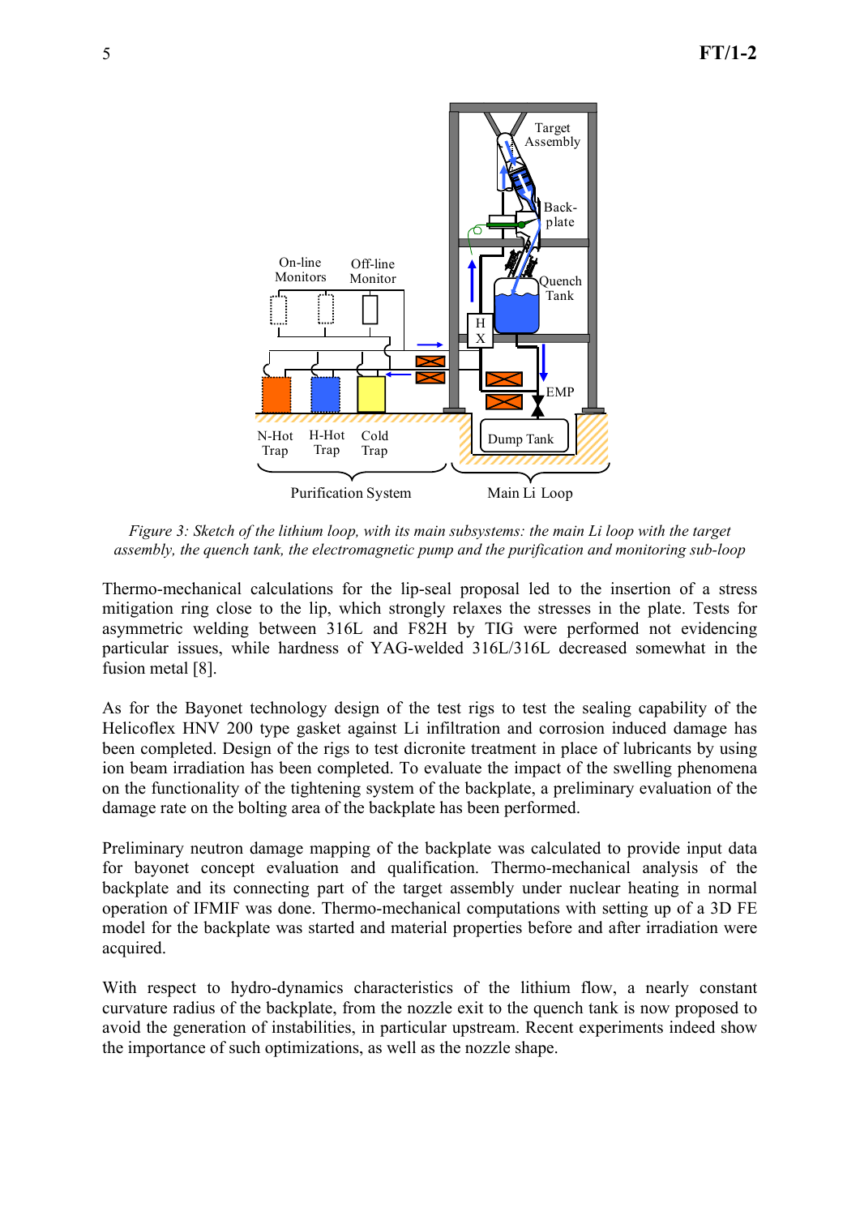*Figure 3: Sketch of the lithium loop, with its main subsystems: the main Li loop with the target assembly, the quench tank, the electromagnetic pump and the purification and monitoring sub-loop*

Thermo-mechanical calculations for the lip-seal proposal led to the insertion of a stress mitigation ring close to the lip, which strongly relaxes the stresses in the plate. Tests for asymmetric welding between 316L and F82H by TIG were performed not evidencing particular issues, while hardness of YAG-welded 316L/316L decreased somewhat in the fusion metal [8].

As for the Bayonet technology design of the test rigs to test the sealing capability of the Helicoflex HNV 200 type gasket against Li infiltration and corrosion induced damage has been completed. Design of the rigs to test dicronite treatment in place of lubricants by using ion beam irradiation has been completed. To evaluate the impact of the swelling phenomena on the functionality of the tightening system of the backplate, a preliminary evaluation of the damage rate on the bolting area of the backplate has been performed.

Preliminary neutron damage mapping of the backplate was calculated to provide input data for bayonet concept evaluation and qualification. Thermo-mechanical analysis of the backplate and its connecting part of the target assembly under nuclear heating in normal operation of IFMIF was done. Thermo-mechanical computations with setting up of a 3D FE model for the backplate was started and material properties before and after irradiation were acquired.

With respect to hydro-dynamics characteristics of the lithium flow, a nearly constant curvature radius of the backplate, from the nozzle exit to the quench tank is now proposed to avoid the generation of instabilities, in particular upstream. Recent experiments indeed show the importance of such optimizations, as well as the nozzle shape.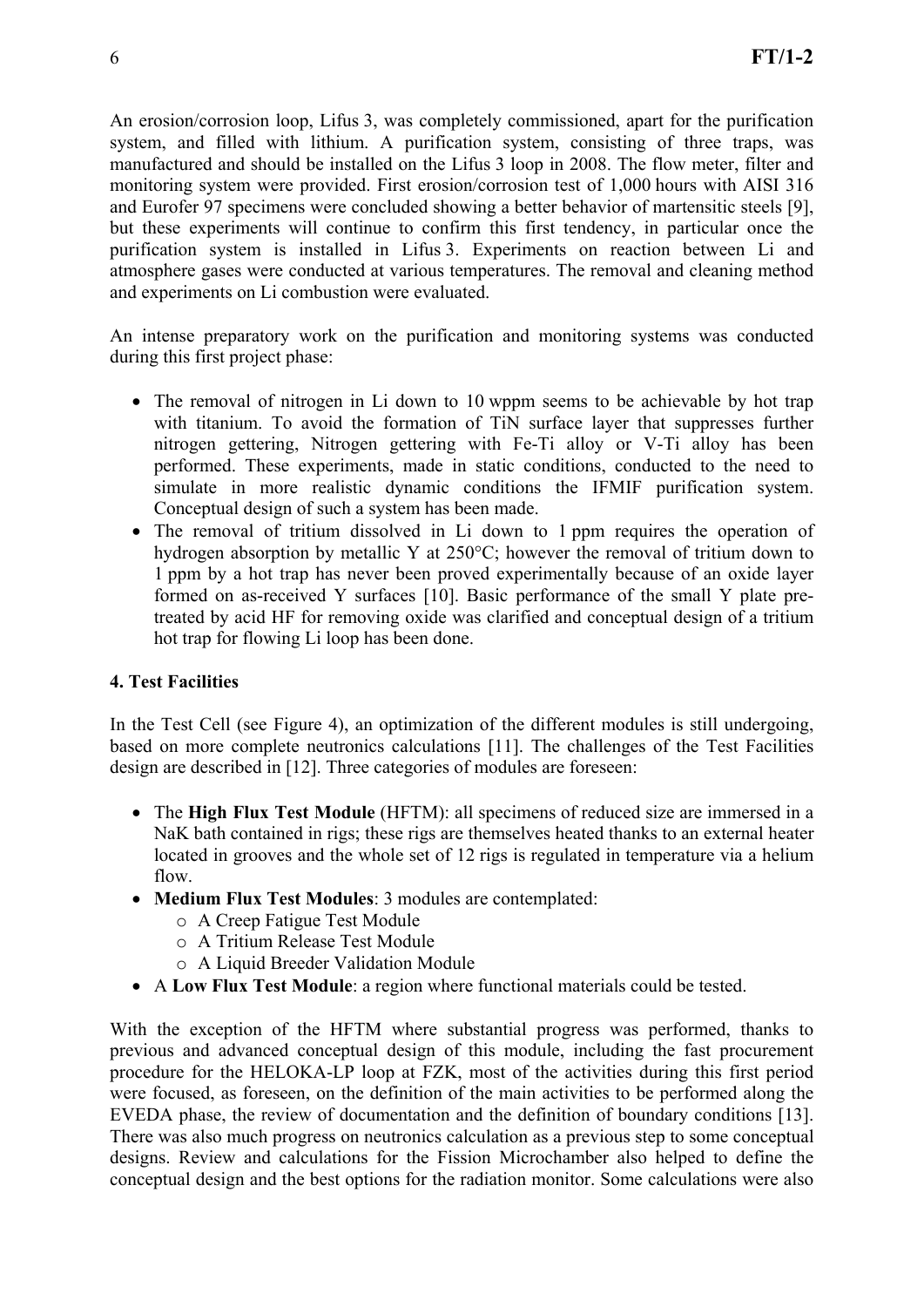An erosion/corrosion loop, Lifus 3, was completely commissioned, apart for the purification system, and filled with lithium. A purification system, consisting of three traps, was manufactured and should be installed on the Lifus 3 loop in 2008. The flow meter, filter and monitoring system were provided. First erosion/corrosion test of 1,000 hours with AISI 316 and Eurofer 97 specimens were concluded showing a better behavior of martensitic steels [9], but these experiments will continue to confirm this first tendency, in particular once the purification system is installed in Lifus 3. Experiments on reaction between Li and atmosphere gases were conducted at various temperatures. The removal and cleaning method and experiments on Li combustion were evaluated.

An intense preparatory work on the purification and monitoring systems was conducted during this first project phase:

- The removal of nitrogen in Li down to 10 wppm seems to be achievable by hot trap with titanium. To avoid the formation of TiN surface layer that suppresses further nitrogen gettering, Nitrogen gettering with Fe-Ti alloy or V-Ti alloy has been performed. These experiments, made in static conditions, conducted to the need to simulate in more realistic dynamic conditions the IFMIF purification system. Conceptual design of such a system has been made.
- The removal of tritium dissolved in Li down to 1 ppm requires the operation of hydrogen absorption by metallic Y at 250°C; however the removal of tritium down to 1 ppm by a hot trap has never been proved experimentally because of an oxide layer formed on as-received Y surfaces [10]. Basic performance of the small Y plate pre-treated by acid HF for removing oxide was clarified and conceptual design of a tritium hot trap for flowing Li loop has been done.

## 4. Test Facilities

In the Test Cell (see Figure 4), an optimization of the different modules is still undergoing, based on more complete neutronics calculations [11]. The challenges of the Test Facilities design are described in [12]. Three categories of modules are foreseen:

- The **High Flux Test Module** (HFTM): all specimens of reduced size are immersed in a NaK bath contained in rigs; these rigs are themselves heated thanks to an external heater located in grooves and the whole set of 12 rigs is regulated in temperature via a helium flow.
- **Medium Flux Test Modules**: 3 modules are contemplated:
  - A Creep Fatigue Test Module
  - A Tritium Release Test Module
  - A Liquid Breeder Validation Module
- A **Low Flux Test Module**: a region where functional materials could be tested.

With the exception of the HFTM where substantial progress was performed, thanks to previous and advanced conceptual design of this module, including the fast procurement procedure for the HELOKA-LP loop at FZK, most of the activities during this first period were focused, as foreseen, on the definition of the main activities to be performed along the EVEDA phase, the review of documentation and the definition of boundary conditions [13]. There was also much progress on neutronics calculation as a previous step to some conceptual designs. Review and calculations for the Fission Microchamber also helped to define the conceptual design and the best options for the radiation monitor. Some calculations were also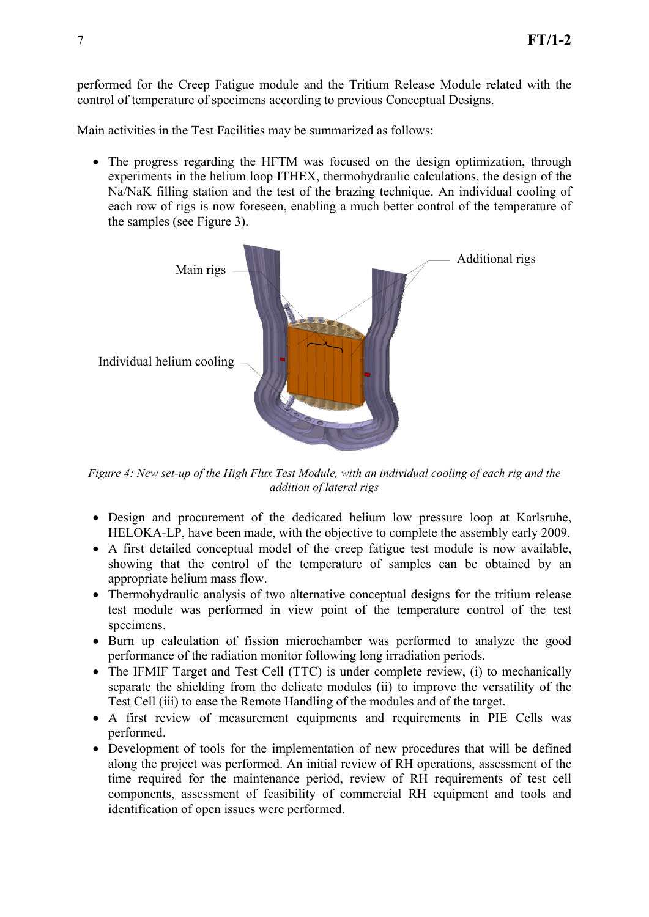performed for the Creep Fatigue module and the Tritium Release Module related with the control of temperature of specimens according to previous Conceptual Designs.

Main activities in the Test Facilities may be summarized as follows:

- The progress regarding the HFTM was focused on the design optimization, through experiments in the helium loop ITHEX, thermohydraulic calculations, the design of the Na/NaK filling station and the test of the brazing technique. An individual cooling of each row of rigs is now foreseen, enabling a much better control of the temperature of the samples (see Figure 3).

*Figure 4: New set-up of the High Flux Test Module, with an individual cooling of each rig and the addition of lateral rigs*

- Design and procurement of the dedicated helium low pressure loop at Karlsruhe, HELOKA-LP, have been made, with the objective to complete the assembly early 2009.
- A first detailed conceptual model of the creep fatigue test module is now available, showing that the control of the temperature of samples can be obtained by an appropriate helium mass flow.
- Thermohydraulic analysis of two alternative conceptual designs for the tritium release test module was performed in view point of the temperature control of the test specimens.
- Burn up calculation of fission microchamber was performed to analyze the good performance of the radiation monitor following long irradiation periods.
- The IFMIF Target and Test Cell (TTC) is under complete review, (i) to mechanically separate the shielding from the delicate modules (ii) to improve the versatility of the Test Cell (iii) to ease the Remote Handling of the modules and of the target.
- A first review of measurement equipments and requirements in PIE Cells was performed.
- Development of tools for the implementation of new procedures that will be defined along the project was performed. An initial review of RH operations, assessment of the time required for the maintenance period, review of RH requirements of test cell components, assessment of feasibility of commercial RH equipment and tools and identification of open issues were performed.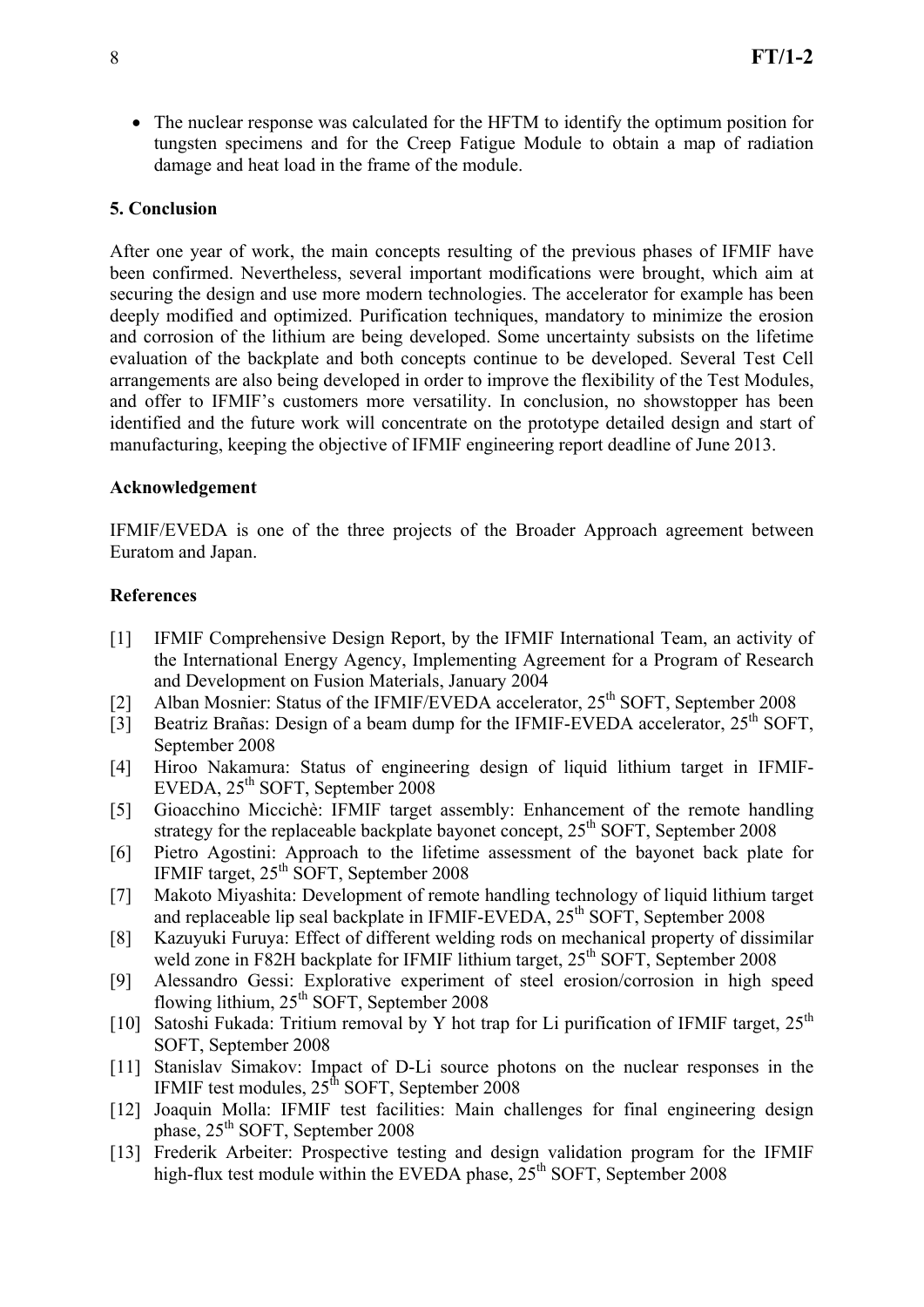- The nuclear response was calculated for the HFTM to identify the optimum position for tungsten specimens and for the Creep Fatigue Module to obtain a map of radiation damage and heat load in the frame of the module.

## 5. Conclusion

After one year of work, the main concepts resulting of the previous phases of IFMIF have been confirmed. Nevertheless, several important modifications were brought, which aim at securing the design and use more modern technologies. The accelerator for example has been deeply modified and optimized. Purification techniques, mandatory to minimize the erosion and corrosion of the lithium are being developed. Some uncertainty subsists on the lifetime evaluation of the backplate and both concepts continue to be developed. Several Test Cell arrangements are also being developed in order to improve the flexibility of the Test Modules, and offer to IFMIF's customers more versatility. In conclusion, no showstopper has been identified and the future work will concentrate on the prototype detailed design and start of manufacturing, keeping the objective of IFMIF engineering report deadline of June 2013.

## Acknowledgement

IFMIF/EVEDA is one of the three projects of the Broader Approach agreement between Euratom and Japan.

## References

[1] IFMIF Comprehensive Design Report, by the IFMIF International Team, an activity of the International Energy Agency, Implementing Agreement for a Program of Research and Development on Fusion Materials, January 2004

[2] Alban Mosnier: Status of the IFMIF/EVEDA accelerator, 25th SOFT, September 2008

[3] Beatriz Brañas: Design of a beam dump for the IFMIF-EVEDA accelerator, 25th SOFT, September 2008

[4] Hiroo Nakamura: Status of engineering design of liquid lithium target in IFMIF-EVEDA, 25th SOFT, September 2008

[5] Gioacchino Miccichè: IFMIF target assembly: Enhancement of the remote handling strategy for the replaceable backplate bayonet concept, 25th SOFT, September 2008

[6] Pietro Agostini: Approach to the lifetime assessment of the bayonet back plate for IFMIF target, 25th SOFT, September 2008

[7] Makoto Miyashita: Development of remote handling technology of liquid lithium target and replaceable lip seal backplate in IFMIF-EVEDA, 25th SOFT, September 2008

[8] Kazuyuki Furuya: Effect of different welding rods on mechanical property of dissimilar weld zone in F82H backplate for IFMIF lithium target, 25th SOFT, September 2008

[9] Alessandro Gessi: Explorative experiment of steel erosion/corrosion in high speed flowing lithium, 25th SOFT, September 2008

[10] Satoshi Fukada: Tritium removal by Y hot trap for Li purification of IFMIF target, 25th SOFT, September 2008

[11] Stanislav Simakov: Impact of D-Li source photons on the nuclear responses in the IFMIF test modules, 25th SOFT, September 2008

[12] Joaquin Molla: IFMIF test facilities: Main challenges for final engineering design phase, 25th SOFT, September 2008

[13] Frederik Arbeiter: Prospective testing and design validation program for the IFMIF high-flux test module within the EVEDA phase, 25th SOFT, September 2008